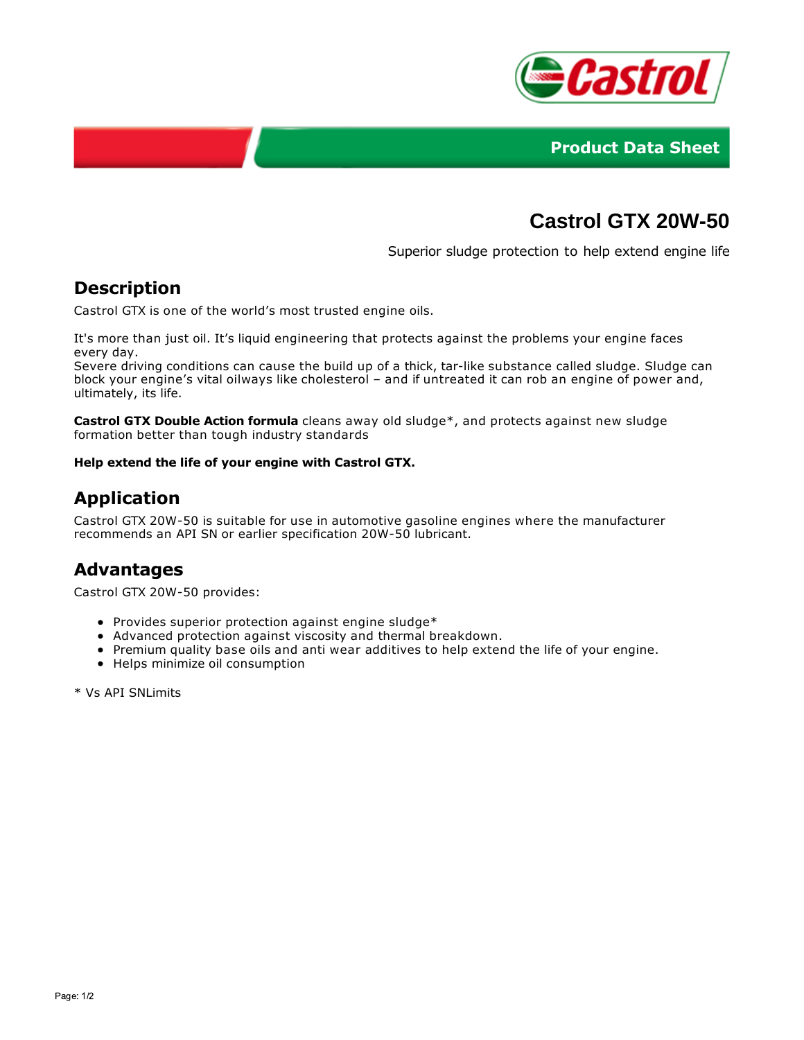Product Data Sheet

# Castrol GTX 20W-50

Superior sludge protection to help extend engine life

## Description

Castrol GTX is one of the world's most trusted engine oils.

It's more than just oil. It's liquid engineering that protects against the problems your engine faces every day.
Severe driving conditions can cause the build up of a thick, tar-like substance called sludge. Sludge can block your engine's vital oilways like cholesterol – and if untreated it can rob an engine of power and, ultimately, its life.

**Castrol GTX Double Action formula** cleans away old sludge*, and protects against new sludge formation better than tough industry standards

**Help extend the life of your engine with Castrol GTX.**

## Application

Castrol GTX 20W-50 is suitable for use in automotive gasoline engines where the manufacturer recommends an API SN or earlier specification 20W-50 lubricant.

## Advantages

Castrol GTX 20W-50 provides:

- Provides superior protection against engine sludge*
- Advanced protection against viscosity and thermal breakdown.
- Premium quality base oils and anti wear additives to help extend the life of your engine.
- Helps minimize oil consumption

* Vs API SNLimits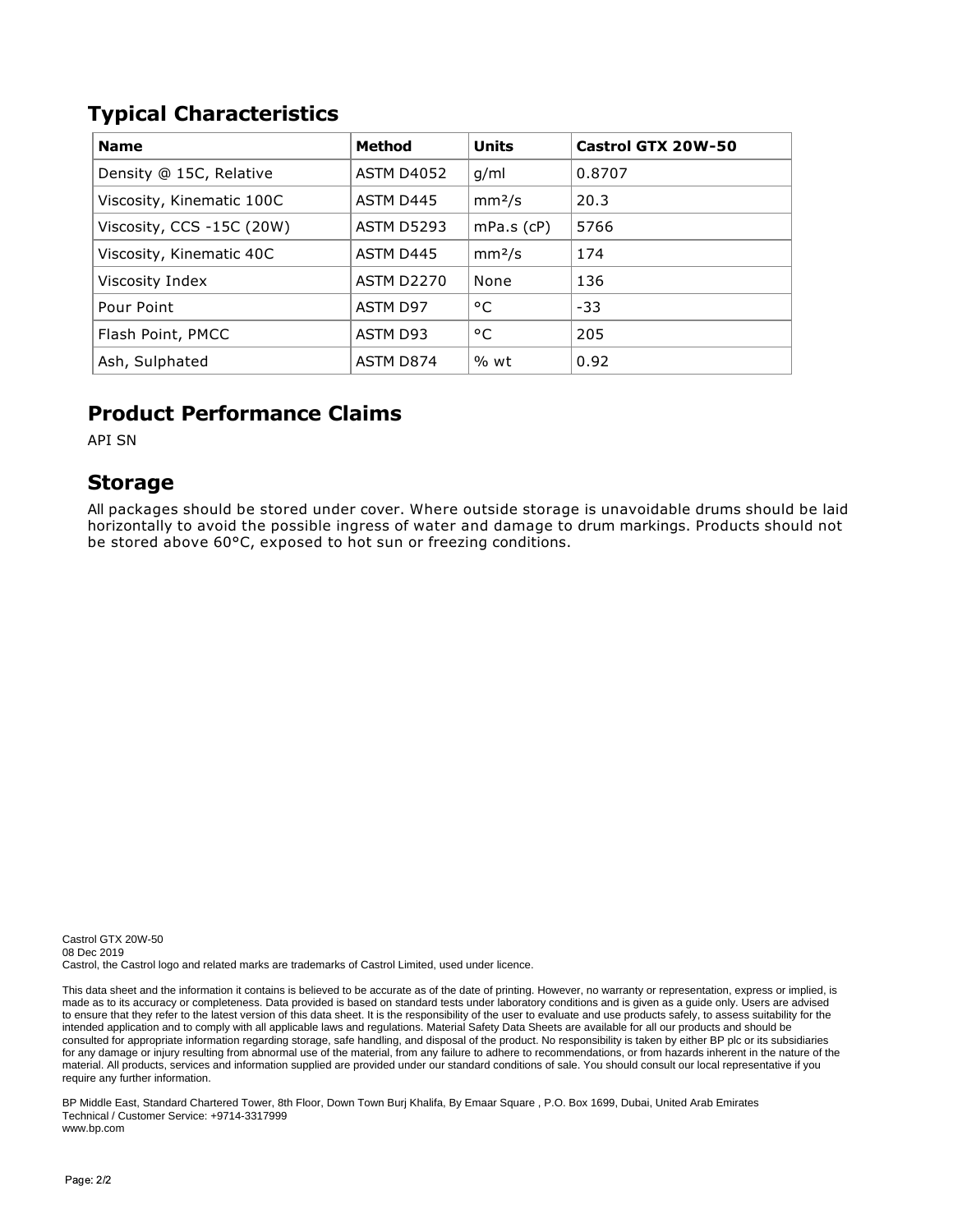## Typical Characteristics

| Name | Method | Units | Castrol GTX 20W-50 |
| --- | --- | --- | --- |
| Density @ 15C, Relative | ASTM D4052 | g/ml | 0.8707 |
| Viscosity, Kinematic 100C | ASTM D445 | mm²/s | 20.3 |
| Viscosity, CCS -15C (20W) | ASTM D5293 | mPa.s (cP) | 5766 |
| Viscosity, Kinematic 40C | ASTM D445 | mm²/s | 174 |
| Viscosity Index | ASTM D2270 | None | 136 |
| Pour Point | ASTM D97 | °C | -33 |
| Flash Point, PMCC | ASTM D93 | °C | 205 |
| Ash, Sulphated | ASTM D874 | % wt | 0.92 |

## Product Performance Claims

API SN

## Storage

All packages should be stored under cover. Where outside storage is unavoidable drums should be laid horizontally to avoid the possible ingress of water and damage to drum markings. Products should not be stored above 60°C, exposed to hot sun or freezing conditions.

Castrol GTX 20W-50
08 Dec 2019
Castrol, the Castrol logo and related marks are trademarks of Castrol Limited, used under licence.

This data sheet and the information it contains is believed to be accurate as of the date of printing. However, no warranty or representation, express or implied, is made as to its accuracy or completeness. Data provided is based on standard tests under laboratory conditions and is given as a guide only. Users are advised to ensure that they refer to the latest version of this data sheet. It is the responsibility of the user to evaluate and use products safely, to assess suitability for the intended application and to comply with all applicable laws and regulations. Material Safety Data Sheets are available for all our products and should be consulted for appropriate information regarding storage, safe handling, and disposal of the product. No responsibility is taken by either BP plc or its subsidiaries for any damage or injury resulting from abnormal use of the material, from any failure to adhere to recommendations, or from hazards inherent in the nature of the material. All products, services and information supplied are provided under our standard conditions of sale. You should consult our local representative if you require any further information.

BP Middle East, Standard Chartered Tower, 8th Floor, Down Town Burj Khalifa, By Emaar Square , P.O. Box 1699, Dubai, United Arab Emirates
Technical / Customer Service: +9714-3317999
www.bp.com